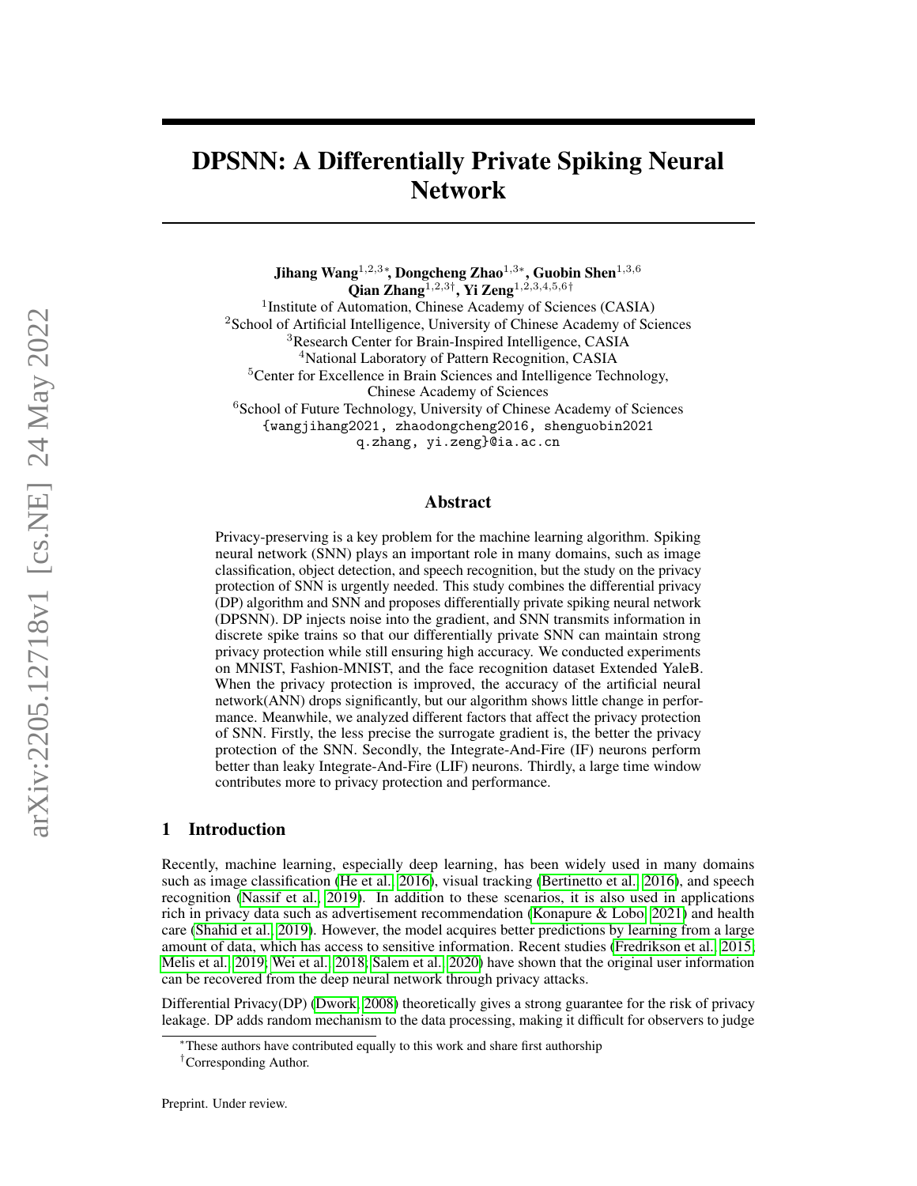# DPSNN: A Differentially Private Spiking Neural Network

**Jihang Wang**[1,2,3*], **Dongcheng Zhao**[1,3*], **Guobin Shen**[1,3,6]
**Qian Zhang**[1,2,3†], **Yi Zeng**[1,2,3,4,5,6†]

[1]Institute of Automation, Chinese Academy of Sciences (CASIA)
[2]School of Artificial Intelligence, University of Chinese Academy of Sciences
[3]Research Center for Brain-Inspired Intelligence, CASIA
[4]National Laboratory of Pattern Recognition, CASIA
[5]Center for Excellence in Brain Sciences and Intelligence Technology, Chinese Academy of Sciences
[6]School of Future Technology, University of Chinese Academy of Sciences

{wangjihang2021, zhaodongcheng2016, shenguobin2021
q.zhang, yi.zeng}@ia.ac.cn

## Abstract

Privacy-preserving is a key problem for the machine learning algorithm. Spiking neural network (SNN) plays an important role in many domains, such as image classification, object detection, and speech recognition, but the study on the privacy protection of SNN is urgently needed. This study combines the differential privacy (DP) algorithm and SNN and proposes differentially private spiking neural network (DPSNN). DP injects noise into the gradient, and SNN transmits information in discrete spike trains so that our differentially private SNN can maintain strong privacy protection while still ensuring high accuracy. We conducted experiments on MNIST, Fashion-MNIST, and the face recognition dataset Extended YaleB. When the privacy protection is improved, the accuracy of the artificial neural network(ANN) drops significantly, but our algorithm shows little change in performance. Meanwhile, we analyzed different factors that affect the privacy protection of SNN. Firstly, the less precise the surrogate gradient is, the better the privacy protection of the SNN. Secondly, the Integrate-And-Fire (IF) neurons perform better than leaky Integrate-And-Fire (LIF) neurons. Thirdly, a large time window contributes more to privacy protection and performance.

## 1 Introduction

Recently, machine learning, especially deep learning, has been widely used in many domains such as image classification (He et al., 2016), visual tracking (Bertinetto et al., 2016), and speech recognition (Nassif et al., 2019). In addition to these scenarios, it is also used in applications rich in privacy data such as advertisement recommendation (Konapure & Lobo, 2021) and health care (Shahid et al., 2019). However, the model acquires better predictions by learning from a large amount of data, which has access to sensitive information. Recent studies (Fredrikson et al., 2015; Melis et al., 2019; Wei et al., 2018; Salem et al., 2020) have shown that the original user information can be recovered from the deep neural network through privacy attacks.

Differential Privacy(DP) (Dwork, 2008) theoretically gives a strong guarantee for the risk of privacy leakage. DP adds random mechanism to the data processing, making it difficult for observers to judge

*These authors have contributed equally to this work and share first authorship

†Corresponding Author.

Preprint. Under review.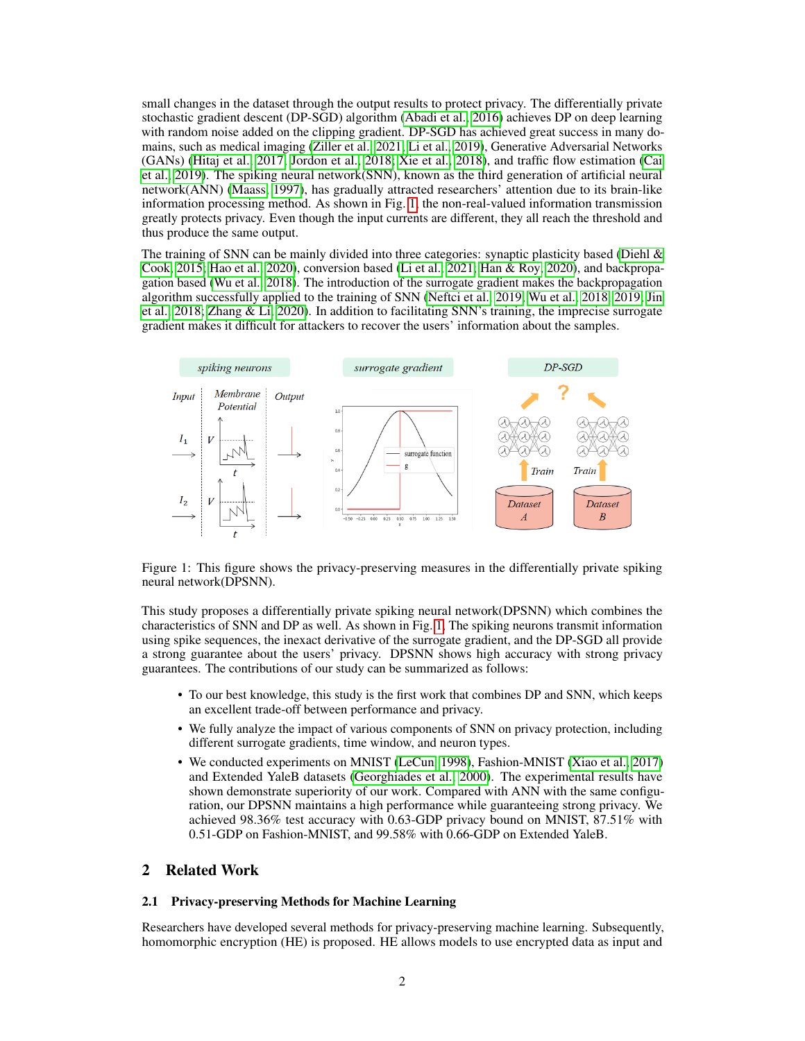small changes in the dataset through the output results to protect privacy. The differentially private stochastic gradient descent (DP-SGD) algorithm (Abadi et al., 2016) achieves DP on deep learning with random noise added on the clipping gradient. DP-SGD has achieved great success in many domains, such as medical imaging (Ziller et al., 2021; Li et al., 2019), Generative Adversarial Networks (GANs) (Hitaj et al., 2017; Jordon et al., 2018; Xie et al., 2018), and traffic flow estimation (Cai et al., 2019). The spiking neural network(SNN), known as the third generation of artificial neural network(ANN) (Maass, 1997), has gradually attracted researchers' attention due to its brain-like information processing method. As shown in Fig. 1, the non-real-valued information transmission greatly protects privacy. Even though the input currents are different, they all reach the threshold and thus produce the same output.

The training of SNN can be mainly divided into three categories: synaptic plasticity based (Diehl & Cook, 2015; Hao et al., 2020), conversion based (Li et al., 2021; Han & Roy, 2020), and backpropagation based (Wu et al., 2018). The introduction of the surrogate gradient makes the backpropagation algorithm successfully applied to the training of SNN (Neftci et al., 2019; Wu et al., 2018, 2019; Jin et al., 2018; Zhang & Li, 2020). In addition to facilitating SNN's training, the imprecise surrogate gradient makes it difficult for attackers to recover the users' information about the samples.

Figure 1: This figure shows the privacy-preserving measures in the differentially private spiking neural network(DPSNN).

This study proposes a differentially private spiking neural network(DPSNN) which combines the characteristics of SNN and DP as well. As shown in Fig. 1, The spiking neurons transmit information using spike sequences, the inexact derivative of the surrogate gradient, and the DP-SGD all provide a strong guarantee about the users' privacy. DPSNN shows high accuracy with strong privacy guarantees. The contributions of our study can be summarized as follows:

- To our best knowledge, this study is the first work that combines DP and SNN, which keeps an excellent trade-off between performance and privacy.
- We fully analyze the impact of various components of SNN on privacy protection, including different surrogate gradients, time window, and neuron types.
- We conducted experiments on MNIST (LeCun, 1998), Fashion-MNIST (Xiao et al., 2017) and Extended YaleB datasets (Georghiades et al., 2000). The experimental results have shown demonstrate superiority of our work. Compared with ANN with the same configuration, our DPSNN maintains a high performance while guaranteeing strong privacy. We achieved 98.36% test accuracy with 0.63-GDP privacy bound on MNIST, 87.51% with 0.51-GDP on Fashion-MNIST, and 99.58% with 0.66-GDP on Extended YaleB.

## 2 Related Work

### 2.1 Privacy-preserving Methods for Machine Learning

Researchers have developed several methods for privacy-preserving machine learning. Subsequently, homomorphic encryption (HE) is proposed. HE allows models to use encrypted data as input and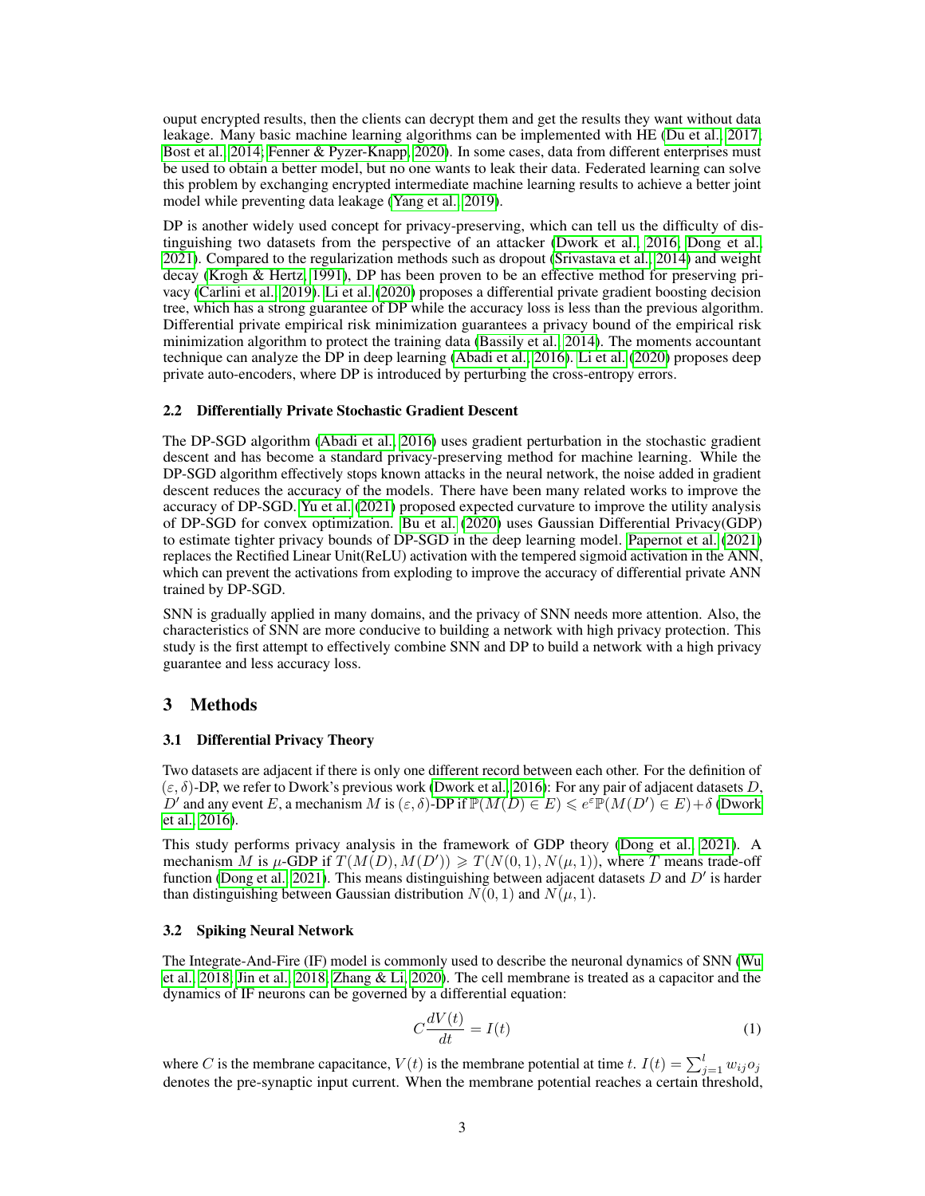ouput encrypted results, then the clients can decrypt them and get the results they want without data leakage. Many basic machine learning algorithms can be implemented with HE (Du et al., 2017; Bost et al., 2014; Fenner & Pyzer-Knapp, 2020). In some cases, data from different enterprises must be used to obtain a better model, but no one wants to leak their data. Federated learning can solve this problem by exchanging encrypted intermediate machine learning results to achieve a better joint model while preventing data leakage (Yang et al., 2019).

DP is another widely used concept for privacy-preserving, which can tell us the difficulty of distinguishing two datasets from the perspective of an attacker (Dwork et al., 2016; Dong et al., 2021). Compared to the regularization methods such as dropout (Srivastava et al., 2014) and weight decay (Krogh & Hertz, 1991), DP has been proven to be an effective method for preserving privacy (Carlini et al., 2019). Li et al. (2020) proposes a differential private gradient boosting decision tree, which has a strong guarantee of DP while the accuracy loss is less than the previous algorithm. Differential private empirical risk minimization guarantees a privacy bound of the empirical risk minimization algorithm to protect the training data (Bassily et al., 2014). The moments accountant technique can analyze the DP in deep learning (Abadi et al., 2016). Li et al. (2020) proposes deep private auto-encoders, where DP is introduced by perturbing the cross-entropy errors.

### 2.2 Differentially Private Stochastic Gradient Descent

The DP-SGD algorithm (Abadi et al., 2016) uses gradient perturbation in the stochastic gradient descent and has become a standard privacy-preserving method for machine learning. While the DP-SGD algorithm effectively stops known attacks in the neural network, the noise added in gradient descent reduces the accuracy of the models. There have been many related works to improve the accuracy of DP-SGD. Yu et al. (2021) proposed expected curvature to improve the utility analysis of DP-SGD for convex optimization. Bu et al. (2020) uses Gaussian Differential Privacy(GDP) to estimate tighter privacy bounds of DP-SGD in the deep learning model. Papernot et al. (2021) replaces the Rectified Linear Unit(ReLU) activation with the tempered sigmoid activation in the ANN, which can prevent the activations from exploding to improve the accuracy of differential private ANN trained by DP-SGD.

SNN is gradually applied in many domains, and the privacy of SNN needs more attention. Also, the characteristics of SNN are more conducive to building a network with high privacy protection. This study is the first attempt to effectively combine SNN and DP to build a network with a high privacy guarantee and less accuracy loss.

## 3 Methods

### 3.1 Differential Privacy Theory

Two datasets are adjacent if there is only one different record between each other. For the definition of $(\varepsilon, \delta)$-DP, we refer to Dwork's previous work (Dwork et al., 2016): For any pair of adjacent datasets $D$, $D'$ and any event $E$, a mechanism $M$ is $(\varepsilon, \delta)$-DP if $\mathbb{P}(M(D) \in E) \leqslant e^{\varepsilon}\mathbb{P}(M(D') \in E) + \delta$ (Dwork et al., 2016).

This study performs privacy analysis in the framework of GDP theory (Dong et al., 2021). A mechanism $M$ is $\mu$-GDP if $T(M(D), M(D')) \geqslant T(N(0,1), N(\mu, 1))$, where $T$ means trade-off function (Dong et al., 2021). This means distinguishing between adjacent datasets $D$ and $D'$ is harder than distinguishing between Gaussian distribution $N(0,1)$ and $N(\mu, 1)$.

### 3.2 Spiking Neural Network

The Integrate-And-Fire (IF) model is commonly used to describe the neuronal dynamics of SNN (Wu et al., 2018; Jin et al., 2018; Zhang & Li, 2020). The cell membrane is treated as a capacitor and the dynamics of IF neurons can be governed by a differential equation:

$$C\frac{dV(t)}{dt} = I(t) \tag{1}$$

where $C$ is the membrane capacitance, $V(t)$ is the membrane potential at time $t$. $I(t) = \sum_{j=1}^{l} w_{ij} o_j$ denotes the pre-synaptic input current. When the membrane potential reaches a certain threshold,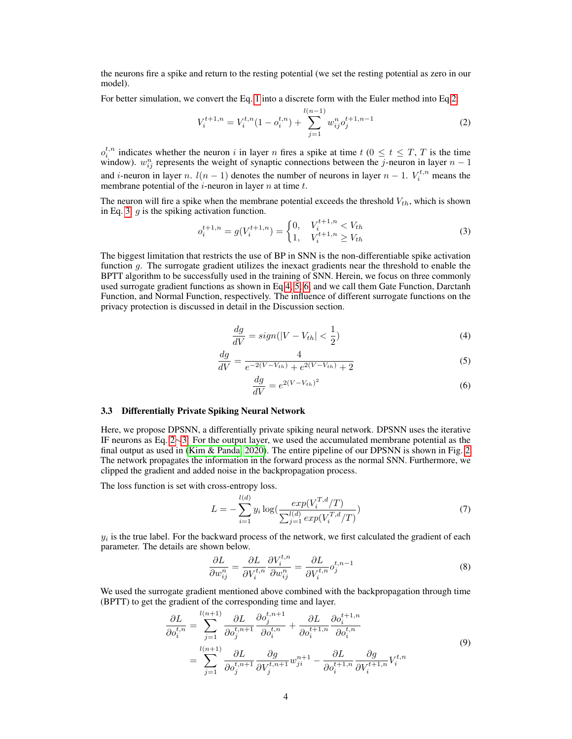the neurons fire a spike and return to the resting potential (we set the resting potential as zero in our model).

For better simulation, we convert the Eq. 1 into a discrete form with the Euler method into Eq.2:

$$V_i^{t+1,n} = V_i^{t,n}(1 - o_i^{t,n}) + \sum_{j=1}^{l(n-1)} w_{ij}^n o_j^{t+1,n-1} \tag{2}$$

$o_i^{t,n}$ indicates whether the neuron $i$ in layer $n$ fires a spike at time $t$ ($0 \leq t \leq T$, $T$ is the time window). $w_{ij}^n$ represents the weight of synaptic connections between the $j$-neuron in layer $n-1$ and $i$-neuron in layer $n$. $l(n-1)$ denotes the number of neurons in layer $n-1$. $V_i^{t,n}$ means the membrane potential of the $i$-neuron in layer $n$ at time $t$.

The neuron will fire a spike when the membrane potential exceeds the threshold $V_{th}$, which is shown in Eq. 3. $g$ is the spiking activation function.

$$o_i^{t+1,n} = g(V_i^{t+1,n}) = \begin{cases} 0, & V_i^{t+1,n} < V_{th} \\ 1, & V_i^{t+1,n} \geq V_{th} \end{cases} \tag{3}$$

The biggest limitation that restricts the use of BP in SNN is the non-differentiable spike activation function $g$. The surrogate gradient utilizes the inexact gradients near the threshold to enable the BPTT algorithm to be successfully used in the training of SNN. Herein, we focus on three commonly used surrogate gradient functions as shown in Eq.4, 5, 6, and we call them Gate Function, Darctanh Function, and Normal Function, respectively. The influence of different surrogate functions on the privacy protection is discussed in detail in the Discussion section.

$$\frac{dg}{dV} = sign(|V - V_{th}| < \frac{1}{2}) \tag{4}$$

$$\frac{dg}{dV} = \frac{4}{e^{-2(V-V_{th})} + e^{2(V-V_{th})} + 2} \tag{5}$$

$$\frac{dg}{dV} = e^{2(V-V_{th})^2} \tag{6}$$

### 3.3 Differentially Private Spiking Neural Network

Here, we propose DPSNN, a differentially private spiking neural network. DPSNN uses the iterative IF neurons as Eq. 2∼3. For the output layer, we used the accumulated membrane potential as the final output as used in (Kim & Panda, 2020). The entire pipeline of our DPSNN is shown in Fig. 2. The network propagates the information in the forward process as the normal SNN. Furthermore, we clipped the gradient and added noise in the backpropagation process.

The loss function is set with cross-entropy loss.

$$L = -\sum_{i=1}^{l(d)} y_i \log\left(\frac{exp(V_i^{T,d}/T)}{\sum_{j=1}^{l(d)} exp(V_i^{T,d}/T)}\right) \tag{7}$$

$y_i$ is the true label. For the backward process of the network, we first calculated the gradient of each parameter. The details are shown below.

$$\frac{\partial L}{\partial w_{ij}^n} = \frac{\partial L}{\partial V_i^{t,n}} \frac{\partial V_i^{t,n}}{\partial w_{ij}^n} = \frac{\partial L}{\partial V_i^{t,n}} o_j^{t,n-1} \tag{8}$$

We used the surrogate gradient mentioned above combined with the backpropagation through time (BPTT) to get the gradient of the corresponding time and layer.

$$\begin{aligned} \frac{\partial L}{\partial o_i^{t,n}} &= \sum_{j=1}^{l(n+1)} \frac{\partial L}{\partial o_j^{t,n+1}} \frac{\partial o_j^{t,n+1}}{\partial o_i^{t,n}} + \frac{\partial L}{\partial o_i^{t+1,n}} \frac{\partial o_i^{t+1,n}}{\partial o_i^{t,n}} \\ &= \sum_{j=1}^{l(n+1)} \frac{\partial L}{\partial o_j^{t,n+1}} \frac{\partial g}{\partial V_j^{t,n+1}} w_{ji}^{n+1} - \frac{\partial L}{\partial o_i^{t+1,n}} \frac{\partial g}{\partial V_i^{t+1,n}} V_i^{t,n} \end{aligned} \tag{9}$$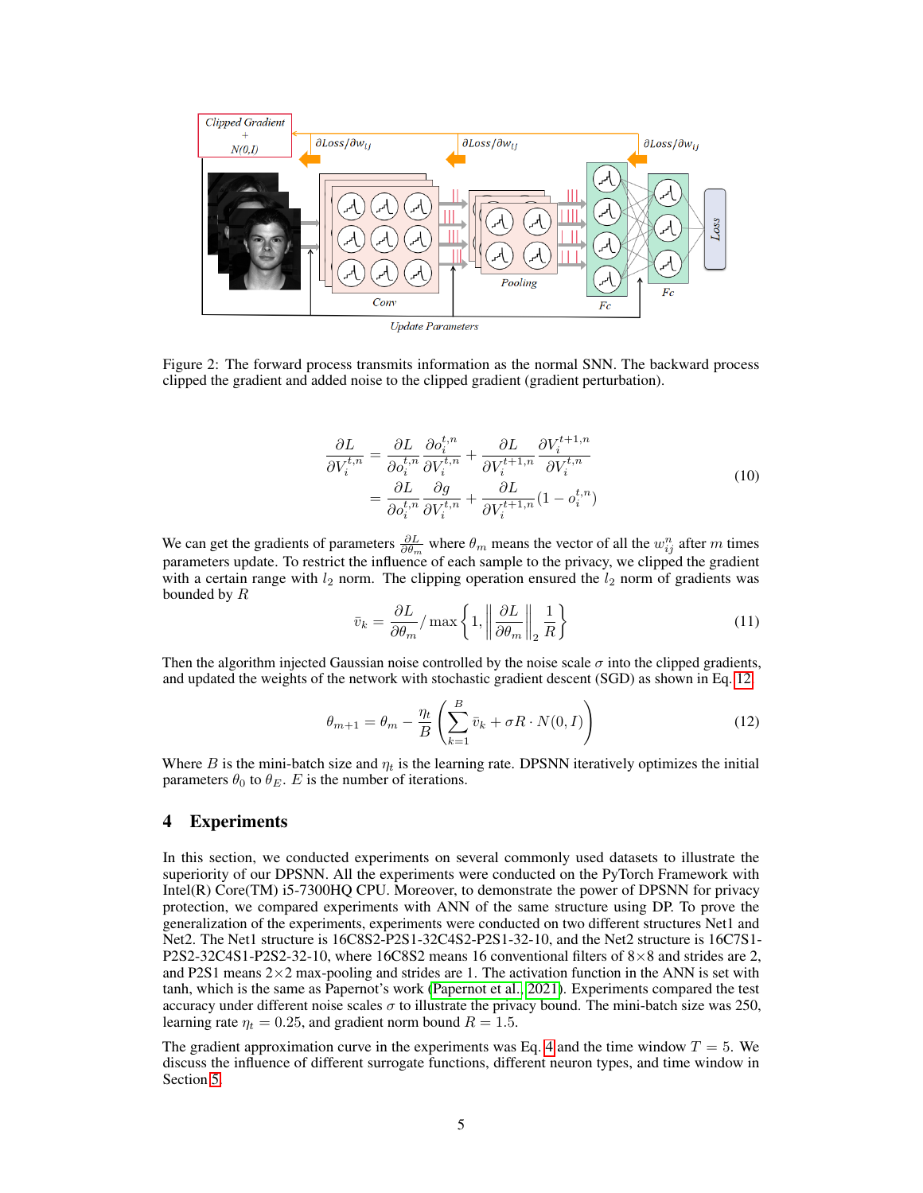Figure 2: The forward process transmits information as the normal SNN. The backward process clipped the gradient and added noise to the clipped gradient (gradient perturbation).

$$
\begin{aligned}
\frac{\partial L}{\partial V_i^{t,n}} &= \frac{\partial L}{\partial o_i^{t,n}} \frac{\partial o_i^{t,n}}{\partial V_i^{t,n}} + \frac{\partial L}{\partial V_i^{t+1,n}} \frac{\partial V_i^{t+1,n}}{\partial V_i^{t,n}} \\
&= \frac{\partial L}{\partial o_i^{t,n}} \frac{\partial g}{\partial V_i^{t,n}} + \frac{\partial L}{\partial V_i^{t+1,n}} (1 - o_i^{t,n})
\end{aligned}
\tag{10}
$$

We can get the gradients of parameters $\frac{\partial L}{\partial \theta_m}$ where $\theta_m$ means the vector of all the $w_{ij}^n$ after $m$ times parameters update. To restrict the influence of each sample to the privacy, we clipped the gradient with a certain range with $l_2$ norm. The clipping operation ensured the $l_2$ norm of gradients was bounded by $R$

$$
\bar{v}_k = \frac{\partial L}{\partial \theta_m} / \max\left\{1, \left\| \frac{\partial L}{\partial \theta_m} \right\|_2 \frac{1}{R}\right\} \tag{11}
$$

Then the algorithm injected Gaussian noise controlled by the noise scale $\sigma$ into the clipped gradients, and updated the weights of the network with stochastic gradient descent (SGD) as shown in Eq. 12.

$$
\theta_{m+1} = \theta_m - \frac{\eta_t}{B} \left( \sum_{k=1}^{B} \bar{v}_k + \sigma R \cdot N(0, I) \right) \tag{12}
$$

Where $B$ is the mini-batch size and $\eta_t$ is the learning rate. DPSNN iteratively optimizes the initial parameters $\theta_0$ to $\theta_E$. $E$ is the number of iterations.

## 4 Experiments

In this section, we conducted experiments on several commonly used datasets to illustrate the superiority of our DPSNN. All the experiments were conducted on the PyTorch Framework with Intel(R) Core(TM) i5-7300HQ CPU. Moreover, to demonstrate the power of DPSNN for privacy protection, we compared experiments with ANN of the same structure using DP. To prove the generalization of the experiments, experiments were conducted on two different structures Net1 and Net2. The Net1 structure is 16C8S2-P2S1-32C4S2-P2S1-32-10, and the Net2 structure is 16C7S1-P2S2-32C4S1-P2S2-32-10, where 16C8S2 means 16 conventional filters of $8\times8$ and strides are 2, and P2S1 means $2\times2$ max-pooling and strides are 1. The activation function in the ANN is set with tanh, which is the same as Papernot's work (Papernot et al., 2021). Experiments compared the test accuracy under different noise scales $\sigma$ to illustrate the privacy bound. The mini-batch size was 250, learning rate $\eta_t = 0.25$, and gradient norm bound $R = 1.5$.

The gradient approximation curve in the experiments was Eq. 4 and the time window $T = 5$. We discuss the influence of different surrogate functions, different neuron types, and time window in Section 5.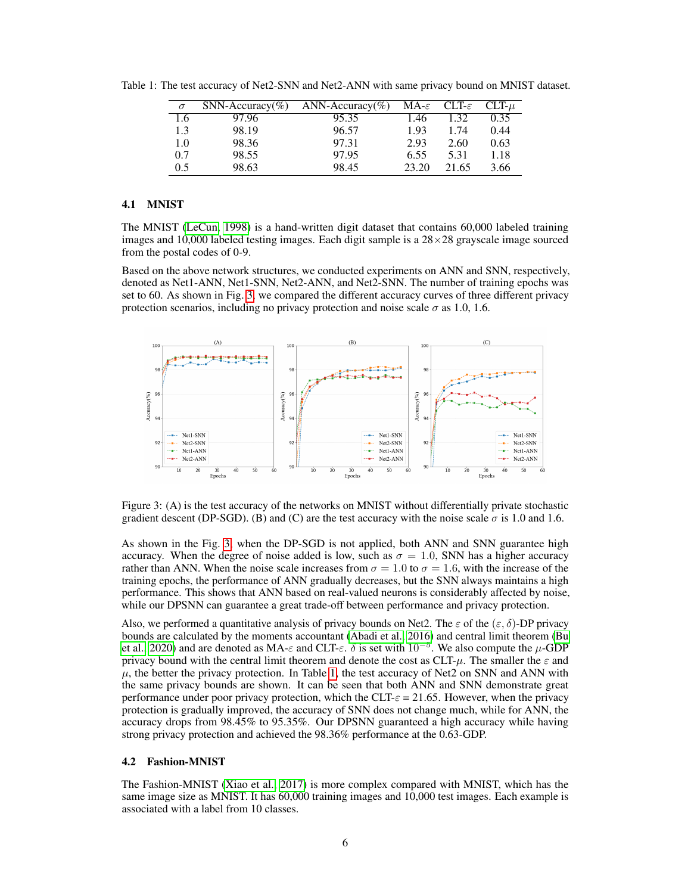Table 1: The test accuracy of Net2-SNN and Net2-ANN with same privacy bound on MNIST dataset.

| $\sigma$ | SNN-Accuracy(%) | ANN-Accuracy(%) | MA-$\varepsilon$ | CLT-$\varepsilon$ | CLT-$\mu$ |
|---|---|---|---|---|---|
| 1.6 | 97.96 | 95.35 | 1.46 | 1.32 | 0.35 |
| 1.3 | 98.19 | 96.57 | 1.93 | 1.74 | 0.44 |
| 1.0 | 98.36 | 97.31 | 2.93 | 2.60 | 0.63 |
| 0.7 | 98.55 | 97.95 | 6.55 | 5.31 | 1.18 |
| 0.5 | 98.63 | 98.45 | 23.20 | 21.65 | 3.66 |

### 4.1 MNIST

The MNIST (LeCun, 1998) is a hand-written digit dataset that contains 60,000 labeled training images and 10,000 labeled testing images. Each digit sample is a 28×28 grayscale image sourced from the postal codes of 0-9.

Based on the above network structures, we conducted experiments on ANN and SNN, respectively, denoted as Net1-ANN, Net1-SNN, Net2-ANN, and Net2-SNN. The number of training epochs was set to 60. As shown in Fig. 3, we compared the different accuracy curves of three different privacy protection scenarios, including no privacy protection and noise scale $\sigma$ as 1.0, 1.6.

Figure 3: (A) is the test accuracy of the networks on MNIST without differentially private stochastic gradient descent (DP-SGD). (B) and (C) are the test accuracy with the noise scale $\sigma$ is 1.0 and 1.6.

As shown in the Fig. 3, when the DP-SGD is not applied, both ANN and SNN guarantee high accuracy. When the degree of noise added is low, such as $\sigma = 1.0$, SNN has a higher accuracy rather than ANN. When the noise scale increases from $\sigma = 1.0$ to $\sigma = 1.6$, with the increase of the training epochs, the performance of ANN gradually decreases, but the SNN always maintains a high performance. This shows that ANN based on real-valued neurons is considerably affected by noise, while our DPSNN can guarantee a great trade-off between performance and privacy protection.

Also, we performed a quantitative analysis of privacy bounds on Net2. The $\varepsilon$ of the $(\varepsilon, \delta)$-DP privacy bounds are calculated by the moments accountant (Abadi et al., 2016) and central limit theorem (Bu et al., 2020) and are denoted as MA-$\varepsilon$ and CLT-$\varepsilon$. $\delta$ is set with $10^{-5}$. We also compute the $\mu$-GDP privacy bound with the central limit theorem and denote the cost as CLT-$\mu$. The smaller the $\varepsilon$ and $\mu$, the better the privacy protection. In Table 1, the test accuracy of Net2 on SNN and ANN with the same privacy bounds are shown. It can be seen that both ANN and SNN demonstrate great performance under poor privacy protection, which the CLT-$\varepsilon$ = 21.65. However, when the privacy protection is gradually improved, the accuracy of SNN does not change much, while for ANN, the accuracy drops from 98.45% to 95.35%. Our DPSNN guaranteed a high accuracy while having strong privacy protection and achieved the 98.36% performance at the 0.63-GDP.

### 4.2 Fashion-MNIST

The Fashion-MNIST (Xiao et al., 2017) is more complex compared with MNIST, which has the same image size as MNIST. It has 60,000 training images and 10,000 test images. Each example is associated with a label from 10 classes.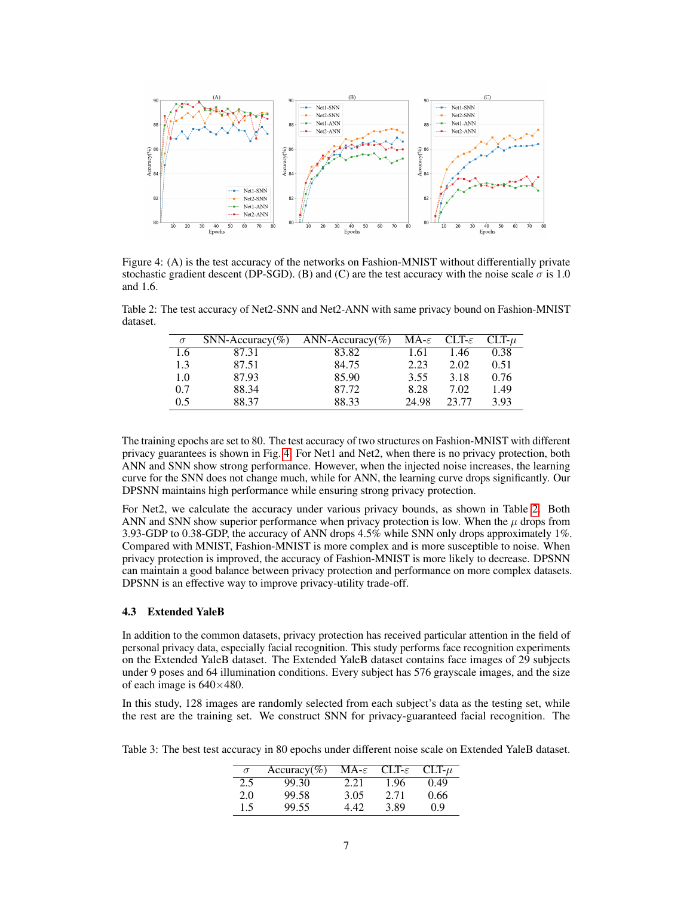Figure 4: (A) is the test accuracy of the networks on Fashion-MNIST without differentially private stochastic gradient descent (DP-SGD). (B) and (C) are the test accuracy with the noise scale $\sigma$ is 1.0 and 1.6.

Table 2: The test accuracy of Net2-SNN and Net2-ANN with same privacy bound on Fashion-MNIST dataset.

| $\sigma$ | SNN-Accuracy(%) | ANN-Accuracy(%) | MA-$\varepsilon$ | CLT-$\varepsilon$ | CLT-$\mu$ |
|---|---|---|---|---|---|
| 1.6 | 87.31 | 83.82 | 1.61 | 1.46 | 0.38 |
| 1.3 | 87.51 | 84.75 | 2.23 | 2.02 | 0.51 |
| 1.0 | 87.93 | 85.90 | 3.55 | 3.18 | 0.76 |
| 0.7 | 88.34 | 87.72 | 8.28 | 7.02 | 1.49 |
| 0.5 | 88.37 | 88.33 | 24.98 | 23.77 | 3.93 |

The training epochs are set to 80. The test accuracy of two structures on Fashion-MNIST with different privacy guarantees is shown in Fig. 4. For Net1 and Net2, when there is no privacy protection, both ANN and SNN show strong performance. However, when the injected noise increases, the learning curve for the SNN does not change much, while for ANN, the learning curve drops significantly. Our DPSNN maintains high performance while ensuring strong privacy protection.

For Net2, we calculate the accuracy under various privacy bounds, as shown in Table 2. Both ANN and SNN show superior performance when privacy protection is low. When the $\mu$ drops from 3.93-GDP to 0.38-GDP, the accuracy of ANN drops 4.5% while SNN only drops approximately 1%. Compared with MNIST, Fashion-MNIST is more complex and is more susceptible to noise. When privacy protection is improved, the accuracy of Fashion-MNIST is more likely to decrease. DPSNN can maintain a good balance between privacy protection and performance on more complex datasets. DPSNN is an effective way to improve privacy-utility trade-off.

### 4.3 Extended YaleB

In addition to the common datasets, privacy protection has received particular attention in the field of personal privacy data, especially facial recognition. This study performs face recognition experiments on the Extended YaleB dataset. The Extended YaleB dataset contains face images of 29 subjects under 9 poses and 64 illumination conditions. Every subject has 576 grayscale images, and the size of each image is 640×480.

In this study, 128 images are randomly selected from each subject's data as the testing set, while the rest are the training set. We construct SNN for privacy-guaranteed facial recognition. The

Table 3: The best test accuracy in 80 epochs under different noise scale on Extended YaleB dataset.

| $\sigma$ | Accuracy(%) | MA-$\varepsilon$ | CLT-$\varepsilon$ | CLT-$\mu$ |
|---|---|---|---|---|
| 2.5 | 99.30 | 2.21 | 1.96 | 0.49 |
| 2.0 | 99.58 | 3.05 | 2.71 | 0.66 |
| 1.5 | 99.55 | 4.42 | 3.89 | 0.9 |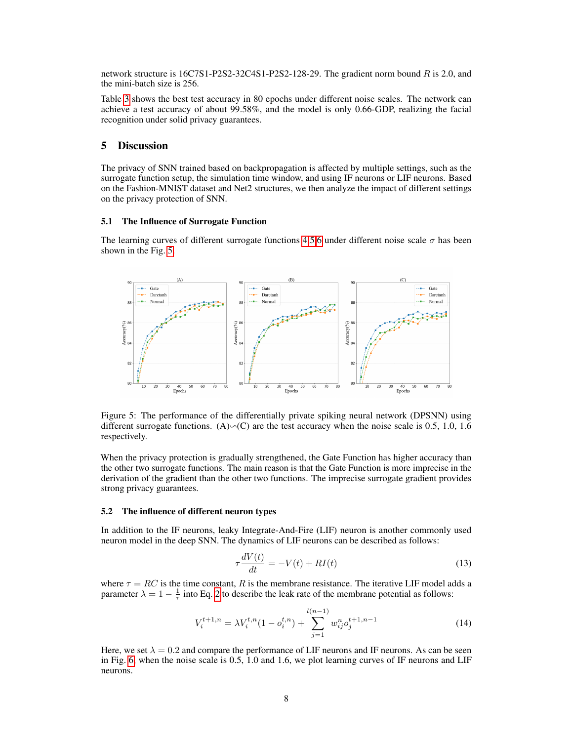network structure is 16C7S1-P2S2-32C4S1-P2S2-128-29. The gradient norm bound $R$ is 2.0, and the mini-batch size is 256.

Table 3 shows the best test accuracy in 80 epochs under different noise scales. The network can achieve a test accuracy of about 99.58%, and the model is only 0.66-GDP, realizing the facial recognition under solid privacy guarantees.

## 5 Discussion

The privacy of SNN trained based on backpropagation is affected by multiple settings, such as the surrogate function setup, the simulation time window, and using IF neurons or LIF neurons. Based on the Fashion-MNIST dataset and Net2 structures, we then analyze the impact of different settings on the privacy protection of SNN.

### 5.1 The Influence of Surrogate Function

The learning curves of different surrogate functions 4,5,6 under different noise scale $\sigma$ has been shown in the Fig. 5.

Figure 5: The performance of the differentially private spiking neural network (DPSNN) using different surrogate functions. (A)∽(C) are the test accuracy when the noise scale is 0.5, 1.0, 1.6 respectively.

When the privacy protection is gradually strengthened, the Gate Function has higher accuracy than the other two surrogate functions. The main reason is that the Gate Function is more imprecise in the derivation of the gradient than the other two functions. The imprecise surrogate gradient provides strong privacy guarantees.

### 5.2 The influence of different neuron types

In addition to the IF neurons, leaky Integrate-And-Fire (LIF) neuron is another commonly used neuron model in the deep SNN. The dynamics of LIF neurons can be described as follows:

$$\tau \frac{dV(t)}{dt} = -V(t) + RI(t) \tag{13}$$

where $\tau = RC$ is the time constant, $R$ is the membrane resistance. The iterative LIF model adds a parameter $\lambda = 1 - \frac{1}{\tau}$ into Eq. 2 to describe the leak rate of the membrane potential as follows:

$$V_i^{t+1,n} = \lambda V_i^{t,n}(1 - o_i^{t,n}) + \sum_{j=1}^{l(n-1)} w_{ij}^n o_j^{t+1,n-1} \tag{14}$$

Here, we set $\lambda = 0.2$ and compare the performance of LIF neurons and IF neurons. As can be seen in Fig. 6, when the noise scale is 0.5, 1.0 and 1.6, we plot learning curves of IF neurons and LIF neurons.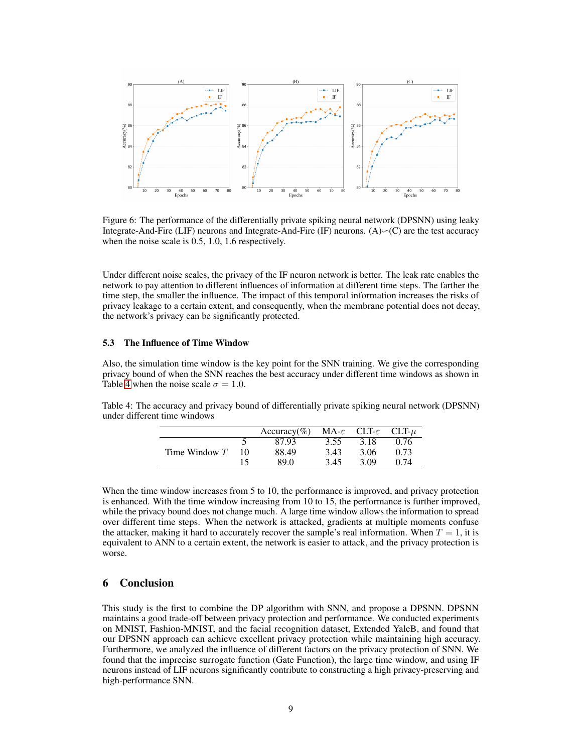Figure 6: The performance of the differentially private spiking neural network (DPSNN) using leaky Integrate-And-Fire (LIF) neurons and Integrate-And-Fire (IF) neurons. (A)∽(C) are the test accuracy when the noise scale is 0.5, 1.0, 1.6 respectively.

Under different noise scales, the privacy of the IF neuron network is better. The leak rate enables the network to pay attention to different influences of information at different time steps. The farther the time step, the smaller the influence. The impact of this temporal information increases the risks of privacy leakage to a certain extent, and consequently, when the membrane potential does not decay, the network's privacy can be significantly protected.

### 5.3 The Influence of Time Window

Also, the simulation time window is the key point for the SNN training. We give the corresponding privacy bound of when the SNN reaches the best accuracy under different time windows as shown in Table 4 when the noise scale $\sigma = 1.0$.

Table 4: The accuracy and privacy bound of differentially private spiking neural network (DPSNN) under different time windows

| | | Accuracy(%) | MA-$\varepsilon$ | CLT-$\varepsilon$ | CLT-$\mu$ |
|---|---|---|---|---|---|
| Time Window $T$ | 5 | 87.93 | 3.55 | 3.18 | 0.76 |
| | 10 | 88.49 | 3.43 | 3.06 | 0.73 |
| | 15 | 89.0 | 3.45 | 3.09 | 0.74 |

When the time window increases from 5 to 10, the performance is improved, and privacy protection is enhanced. With the time window increasing from 10 to 15, the performance is further improved, while the privacy bound does not change much. A large time window allows the information to spread over different time steps. When the network is attacked, gradients at multiple moments confuse the attacker, making it hard to accurately recover the sample's real information. When $T = 1$, it is equivalent to ANN to a certain extent, the network is easier to attack, and the privacy protection is worse.

## 6 Conclusion

This study is the first to combine the DP algorithm with SNN, and propose a DPSNN. DPSNN maintains a good trade-off between privacy protection and performance. We conducted experiments on MNIST, Fashion-MNIST, and the facial recognition dataset, Extended YaleB, and found that our DPSNN approach can achieve excellent privacy protection while maintaining high accuracy. Furthermore, we analyzed the influence of different factors on the privacy protection of SNN. We found that the imprecise surrogate function (Gate Function), the large time window, and using IF neurons instead of LIF neurons significantly contribute to constructing a high privacy-preserving and high-performance SNN.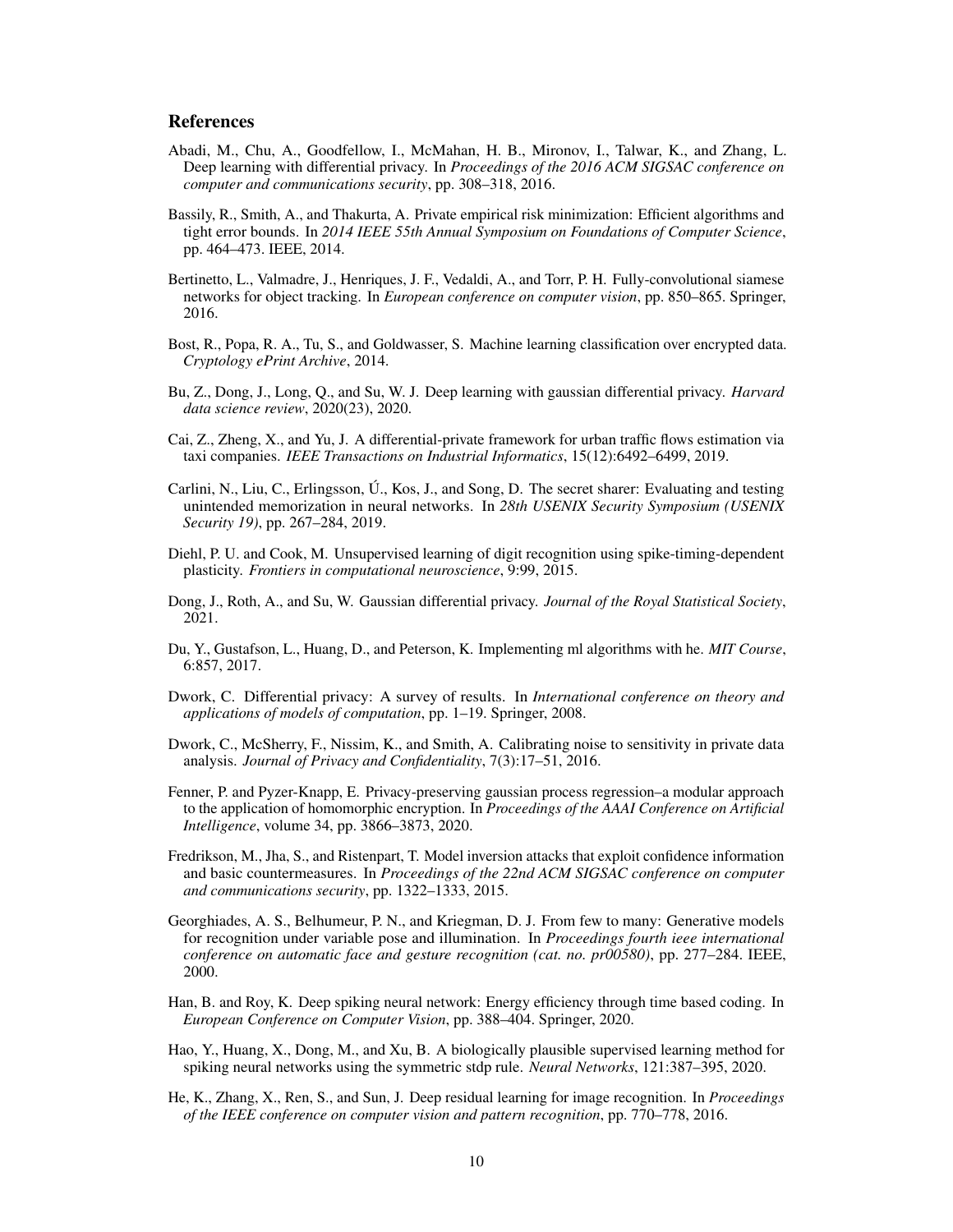## References

Abadi, M., Chu, A., Goodfellow, I., McMahan, H. B., Mironov, I., Talwar, K., and Zhang, L. Deep learning with differential privacy. In *Proceedings of the 2016 ACM SIGSAC conference on computer and communications security*, pp. 308–318, 2016.

Bassily, R., Smith, A., and Thakurta, A. Private empirical risk minimization: Efficient algorithms and tight error bounds. In *2014 IEEE 55th Annual Symposium on Foundations of Computer Science*, pp. 464–473. IEEE, 2014.

Bertinetto, L., Valmadre, J., Henriques, J. F., Vedaldi, A., and Torr, P. H. Fully-convolutional siamese networks for object tracking. In *European conference on computer vision*, pp. 850–865. Springer, 2016.

Bost, R., Popa, R. A., Tu, S., and Goldwasser, S. Machine learning classification over encrypted data. *Cryptology ePrint Archive*, 2014.

Bu, Z., Dong, J., Long, Q., and Su, W. J. Deep learning with gaussian differential privacy. *Harvard data science review*, 2020(23), 2020.

Cai, Z., Zheng, X., and Yu, J. A differential-private framework for urban traffic flows estimation via taxi companies. *IEEE Transactions on Industrial Informatics*, 15(12):6492–6499, 2019.

Carlini, N., Liu, C., Erlingsson, Ú., Kos, J., and Song, D. The secret sharer: Evaluating and testing unintended memorization in neural networks. In *28th USENIX Security Symposium (USENIX Security 19)*, pp. 267–284, 2019.

Diehl, P. U. and Cook, M. Unsupervised learning of digit recognition using spike-timing-dependent plasticity. *Frontiers in computational neuroscience*, 9:99, 2015.

Dong, J., Roth, A., and Su, W. Gaussian differential privacy. *Journal of the Royal Statistical Society*, 2021.

Du, Y., Gustafson, L., Huang, D., and Peterson, K. Implementing ml algorithms with he. *MIT Course*, 6:857, 2017.

Dwork, C. Differential privacy: A survey of results. In *International conference on theory and applications of models of computation*, pp. 1–19. Springer, 2008.

Dwork, C., McSherry, F., Nissim, K., and Smith, A. Calibrating noise to sensitivity in private data analysis. *Journal of Privacy and Confidentiality*, 7(3):17–51, 2016.

Fenner, P. and Pyzer-Knapp, E. Privacy-preserving gaussian process regression–a modular approach to the application of homomorphic encryption. In *Proceedings of the AAAI Conference on Artificial Intelligence*, volume 34, pp. 3866–3873, 2020.

Fredrikson, M., Jha, S., and Ristenpart, T. Model inversion attacks that exploit confidence information and basic countermeasures. In *Proceedings of the 22nd ACM SIGSAC conference on computer and communications security*, pp. 1322–1333, 2015.

Georghiades, A. S., Belhumeur, P. N., and Kriegman, D. J. From few to many: Generative models for recognition under variable pose and illumination. In *Proceedings fourth ieee international conference on automatic face and gesture recognition (cat. no. pr00580)*, pp. 277–284. IEEE, 2000.

Han, B. and Roy, K. Deep spiking neural network: Energy efficiency through time based coding. In *European Conference on Computer Vision*, pp. 388–404. Springer, 2020.

Hao, Y., Huang, X., Dong, M., and Xu, B. A biologically plausible supervised learning method for spiking neural networks using the symmetric stdp rule. *Neural Networks*, 121:387–395, 2020.

He, K., Zhang, X., Ren, S., and Sun, J. Deep residual learning for image recognition. In *Proceedings of the IEEE conference on computer vision and pattern recognition*, pp. 770–778, 2016.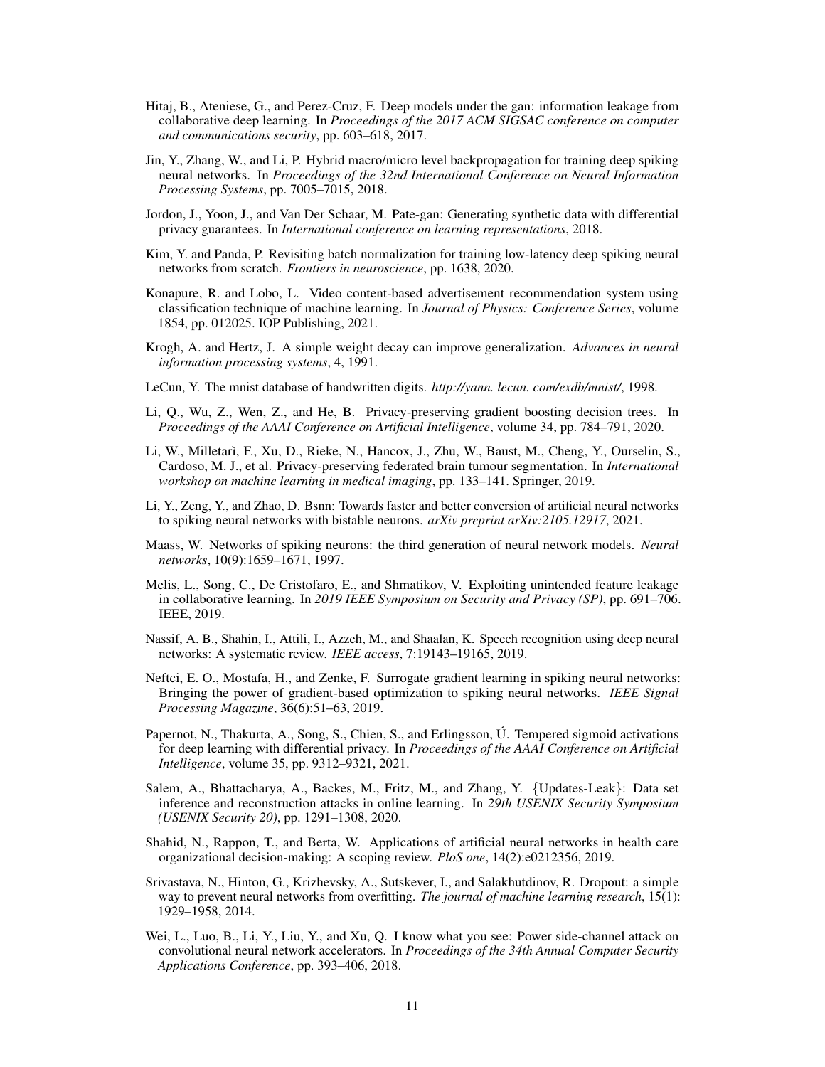Hitaj, B., Ateniese, G., and Perez-Cruz, F. Deep models under the gan: information leakage from collaborative deep learning. In *Proceedings of the 2017 ACM SIGSAC conference on computer and communications security*, pp. 603–618, 2017.

Jin, Y., Zhang, W., and Li, P. Hybrid macro/micro level backpropagation for training deep spiking neural networks. In *Proceedings of the 32nd International Conference on Neural Information Processing Systems*, pp. 7005–7015, 2018.

Jordon, J., Yoon, J., and Van Der Schaar, M. Pate-gan: Generating synthetic data with differential privacy guarantees. In *International conference on learning representations*, 2018.

Kim, Y. and Panda, P. Revisiting batch normalization for training low-latency deep spiking neural networks from scratch. *Frontiers in neuroscience*, pp. 1638, 2020.

Konapure, R. and Lobo, L. Video content-based advertisement recommendation system using classification technique of machine learning. In *Journal of Physics: Conference Series*, volume 1854, pp. 012025. IOP Publishing, 2021.

Krogh, A. and Hertz, J. A simple weight decay can improve generalization. *Advances in neural information processing systems*, 4, 1991.

LeCun, Y. The mnist database of handwritten digits. *http://yann. lecun. com/exdb/mnist/*, 1998.

Li, Q., Wu, Z., Wen, Z., and He, B. Privacy-preserving gradient boosting decision trees. In *Proceedings of the AAAI Conference on Artificial Intelligence*, volume 34, pp. 784–791, 2020.

Li, W., Milletarì, F., Xu, D., Rieke, N., Hancox, J., Zhu, W., Baust, M., Cheng, Y., Ourselin, S., Cardoso, M. J., et al. Privacy-preserving federated brain tumour segmentation. In *International workshop on machine learning in medical imaging*, pp. 133–141. Springer, 2019.

Li, Y., Zeng, Y., and Zhao, D. Bsnn: Towards faster and better conversion of artificial neural networks to spiking neural networks with bistable neurons. *arXiv preprint arXiv:2105.12917*, 2021.

Maass, W. Networks of spiking neurons: the third generation of neural network models. *Neural networks*, 10(9):1659–1671, 1997.

Melis, L., Song, C., De Cristofaro, E., and Shmatikov, V. Exploiting unintended feature leakage in collaborative learning. In *2019 IEEE Symposium on Security and Privacy (SP)*, pp. 691–706. IEEE, 2019.

Nassif, A. B., Shahin, I., Attili, I., Azzeh, M., and Shaalan, K. Speech recognition using deep neural networks: A systematic review. *IEEE access*, 7:19143–19165, 2019.

Neftci, E. O., Mostafa, H., and Zenke, F. Surrogate gradient learning in spiking neural networks: Bringing the power of gradient-based optimization to spiking neural networks. *IEEE Signal Processing Magazine*, 36(6):51–63, 2019.

Papernot, N., Thakurta, A., Song, S., Chien, S., and Erlingsson, Ú. Tempered sigmoid activations for deep learning with differential privacy. In *Proceedings of the AAAI Conference on Artificial Intelligence*, volume 35, pp. 9312–9321, 2021.

Salem, A., Bhattacharya, A., Backes, M., Fritz, M., and Zhang, Y. {Updates-Leak}: Data set inference and reconstruction attacks in online learning. In *29th USENIX Security Symposium (USENIX Security 20)*, pp. 1291–1308, 2020.

Shahid, N., Rappon, T., and Berta, W. Applications of artificial neural networks in health care organizational decision-making: A scoping review. *PloS one*, 14(2):e0212356, 2019.

Srivastava, N., Hinton, G., Krizhevsky, A., Sutskever, I., and Salakhutdinov, R. Dropout: a simple way to prevent neural networks from overfitting. *The journal of machine learning research*, 15(1): 1929–1958, 2014.

Wei, L., Luo, B., Li, Y., Liu, Y., and Xu, Q. I know what you see: Power side-channel attack on convolutional neural network accelerators. In *Proceedings of the 34th Annual Computer Security Applications Conference*, pp. 393–406, 2018.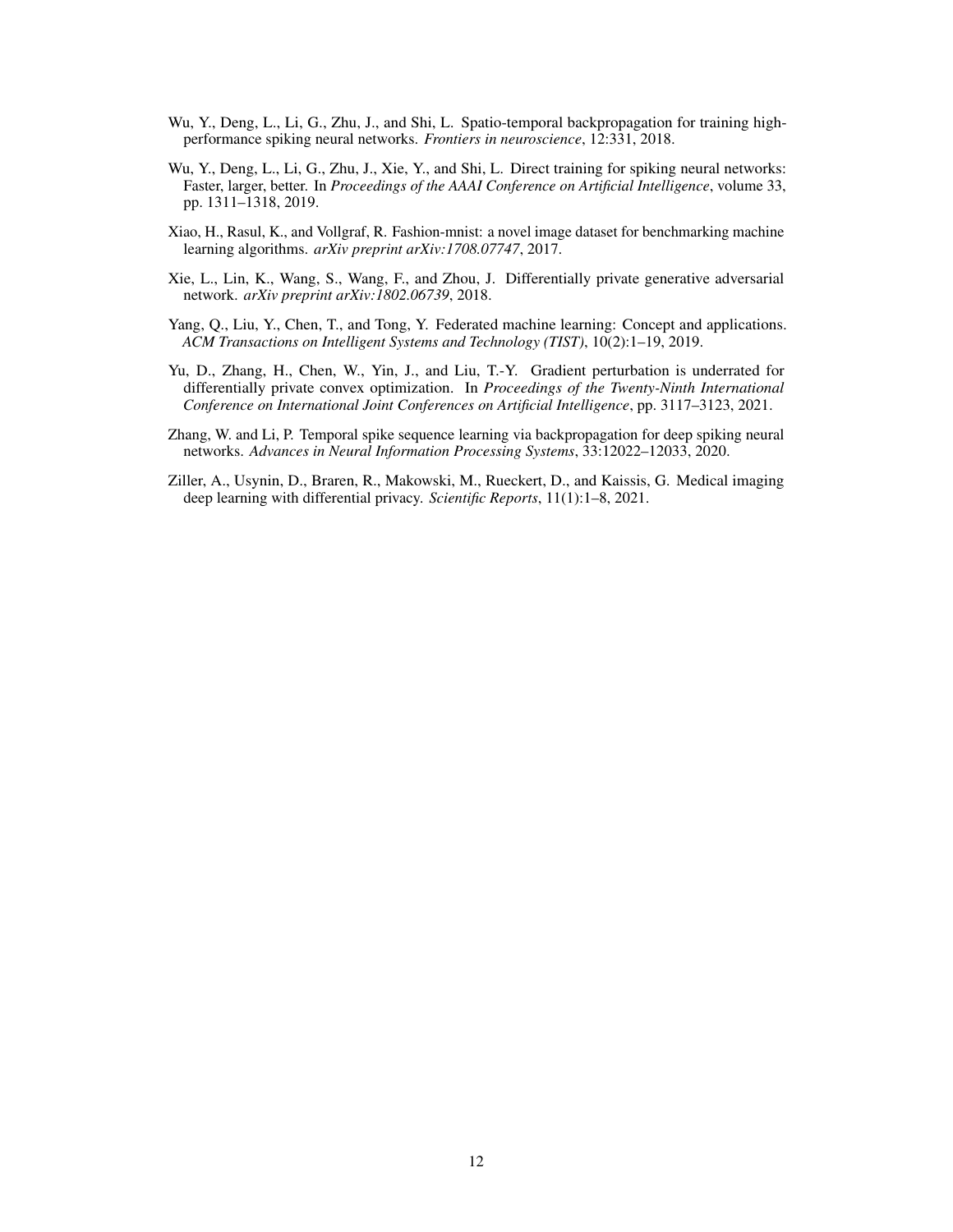Wu, Y., Deng, L., Li, G., Zhu, J., and Shi, L. Spatio-temporal backpropagation for training high-performance spiking neural networks. *Frontiers in neuroscience*, 12:331, 2018.

Wu, Y., Deng, L., Li, G., Zhu, J., Xie, Y., and Shi, L. Direct training for spiking neural networks: Faster, larger, better. In *Proceedings of the AAAI Conference on Artificial Intelligence*, volume 33, pp. 1311–1318, 2019.

Xiao, H., Rasul, K., and Vollgraf, R. Fashion-mnist: a novel image dataset for benchmarking machine learning algorithms. *arXiv preprint arXiv:1708.07747*, 2017.

Xie, L., Lin, K., Wang, S., Wang, F., and Zhou, J. Differentially private generative adversarial network. *arXiv preprint arXiv:1802.06739*, 2018.

Yang, Q., Liu, Y., Chen, T., and Tong, Y. Federated machine learning: Concept and applications. *ACM Transactions on Intelligent Systems and Technology (TIST)*, 10(2):1–19, 2019.

Yu, D., Zhang, H., Chen, W., Yin, J., and Liu, T.-Y. Gradient perturbation is underrated for differentially private convex optimization. In *Proceedings of the Twenty-Ninth International Conference on International Joint Conferences on Artificial Intelligence*, pp. 3117–3123, 2021.

Zhang, W. and Li, P. Temporal spike sequence learning via backpropagation for deep spiking neural networks. *Advances in Neural Information Processing Systems*, 33:12022–12033, 2020.

Ziller, A., Usynin, D., Braren, R., Makowski, M., Rueckert, D., and Kaissis, G. Medical imaging deep learning with differential privacy. *Scientific Reports*, 11(1):1–8, 2021.